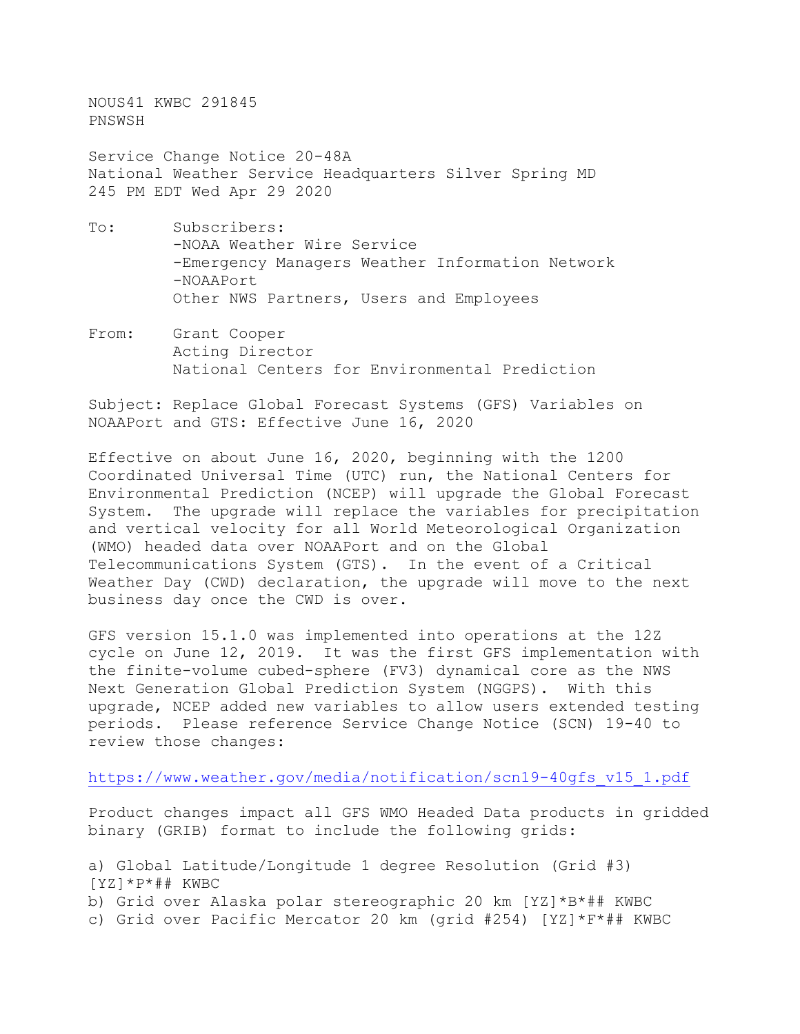NOUS41 KWBC 291845
PNSWSH

Service Change Notice 20-48A
National Weather Service Headquarters Silver Spring MD
245 PM EDT Wed Apr 29 2020

To: Subscribers:
-NOAA Weather Wire Service
-Emergency Managers Weather Information Network
-NOAAPort
Other NWS Partners, Users and Employees

From: Grant Cooper
Acting Director
National Centers for Environmental Prediction

Subject: Replace Global Forecast Systems (GFS) Variables on NOAAPort and GTS: Effective June 16, 2020

Effective on about June 16, 2020, beginning with the 1200 Coordinated Universal Time (UTC) run, the National Centers for Environmental Prediction (NCEP) will upgrade the Global Forecast System. The upgrade will replace the variables for precipitation and vertical velocity for all World Meteorological Organization (WMO) headed data over NOAAPort and on the Global Telecommunications System (GTS). In the event of a Critical Weather Day (CWD) declaration, the upgrade will move to the next business day once the CWD is over.

GFS version 15.1.0 was implemented into operations at the 12Z cycle on June 12, 2019. It was the first GFS implementation with the finite-volume cubed-sphere (FV3) dynamical core as the NWS Next Generation Global Prediction System (NGGPS). With this upgrade, NCEP added new variables to allow users extended testing periods. Please reference Service Change Notice (SCN) 19-40 to review those changes:

https://www.weather.gov/media/notification/scn19-40gfs_v15_1.pdf

Product changes impact all GFS WMO Headed Data products in gridded binary (GRIB) format to include the following grids:

a) Global Latitude/Longitude 1 degree Resolution (Grid #3) [YZ]*P*## KWBC
b) Grid over Alaska polar stereographic 20 km [YZ]*B*## KWBC
c) Grid over Pacific Mercator 20 km (grid #254) [YZ]*F*## KWBC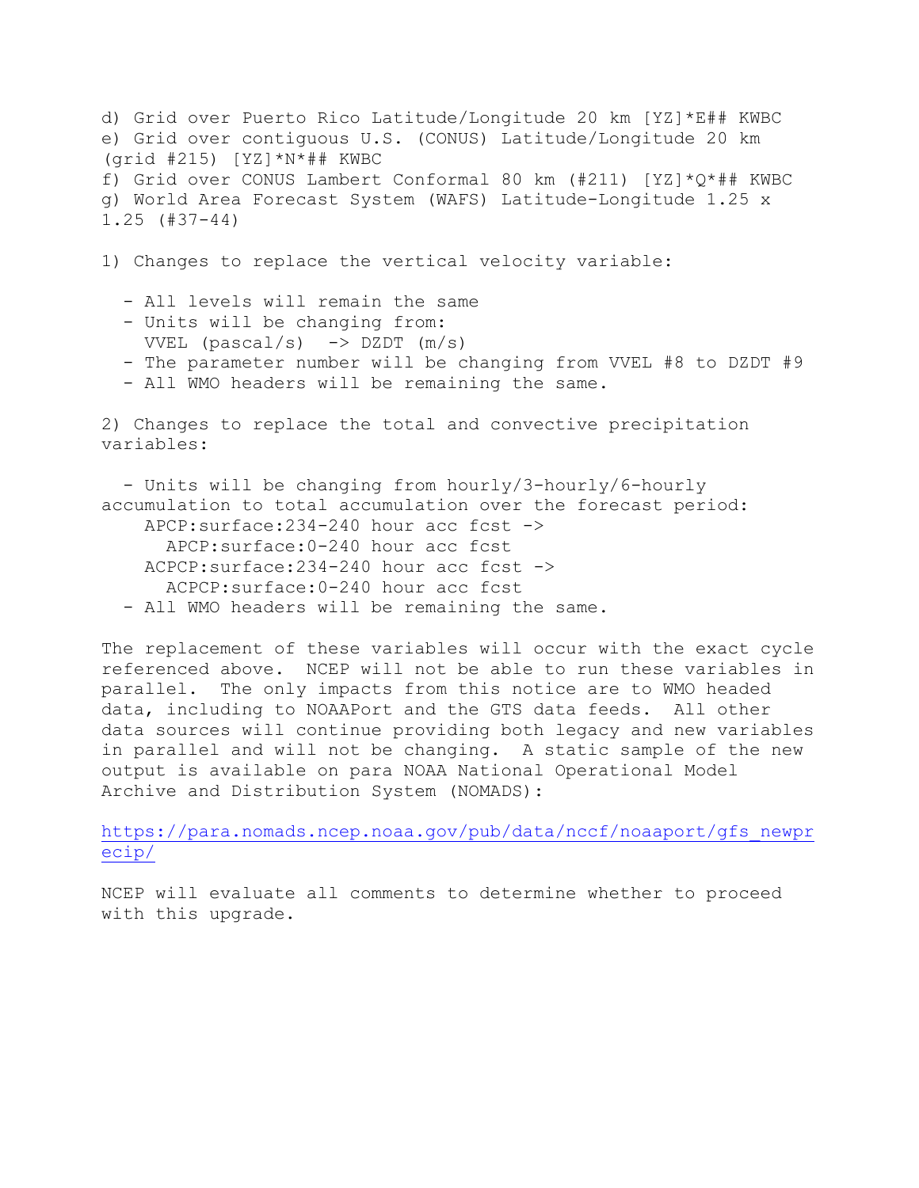d) Grid over Puerto Rico Latitude/Longitude 20 km [YZ]*E## KWBC
e) Grid over contiguous U.S. (CONUS) Latitude/Longitude 20 km (grid #215) [YZ]*N*## KWBC
f) Grid over CONUS Lambert Conformal 80 km (#211) [YZ]*Q*## KWBC
g) World Area Forecast System (WAFS) Latitude-Longitude 1.25 x 1.25 (#37-44)

1) Changes to replace the vertical velocity variable:

- All levels will remain the same
- Units will be changing from:
  VVEL (pascal/s) -> DZDT (m/s)
- The parameter number will be changing from VVEL #8 to DZDT #9
- All WMO headers will be remaining the same.

2) Changes to replace the total and convective precipitation variables:

- Units will be changing from hourly/3-hourly/6-hourly accumulation to total accumulation over the forecast period:
  APCP:surface:234-240 hour acc fcst ->
    APCP:surface:0-240 hour acc fcst
  ACPCP:surface:234-240 hour acc fcst ->
    ACPCP:surface:0-240 hour acc fcst
- All WMO headers will be remaining the same.

The replacement of these variables will occur with the exact cycle referenced above. NCEP will not be able to run these variables in parallel. The only impacts from this notice are to WMO headed data, including to NOAAPort and the GTS data feeds. All other data sources will continue providing both legacy and new variables in parallel and will not be changing. A static sample of the new output is available on para NOAA National Operational Model Archive and Distribution System (NOMADS):

https://para.nomads.ncep.noaa.gov/pub/data/nccf/noaaport/gfs_newprecip/

NCEP will evaluate all comments to determine whether to proceed with this upgrade.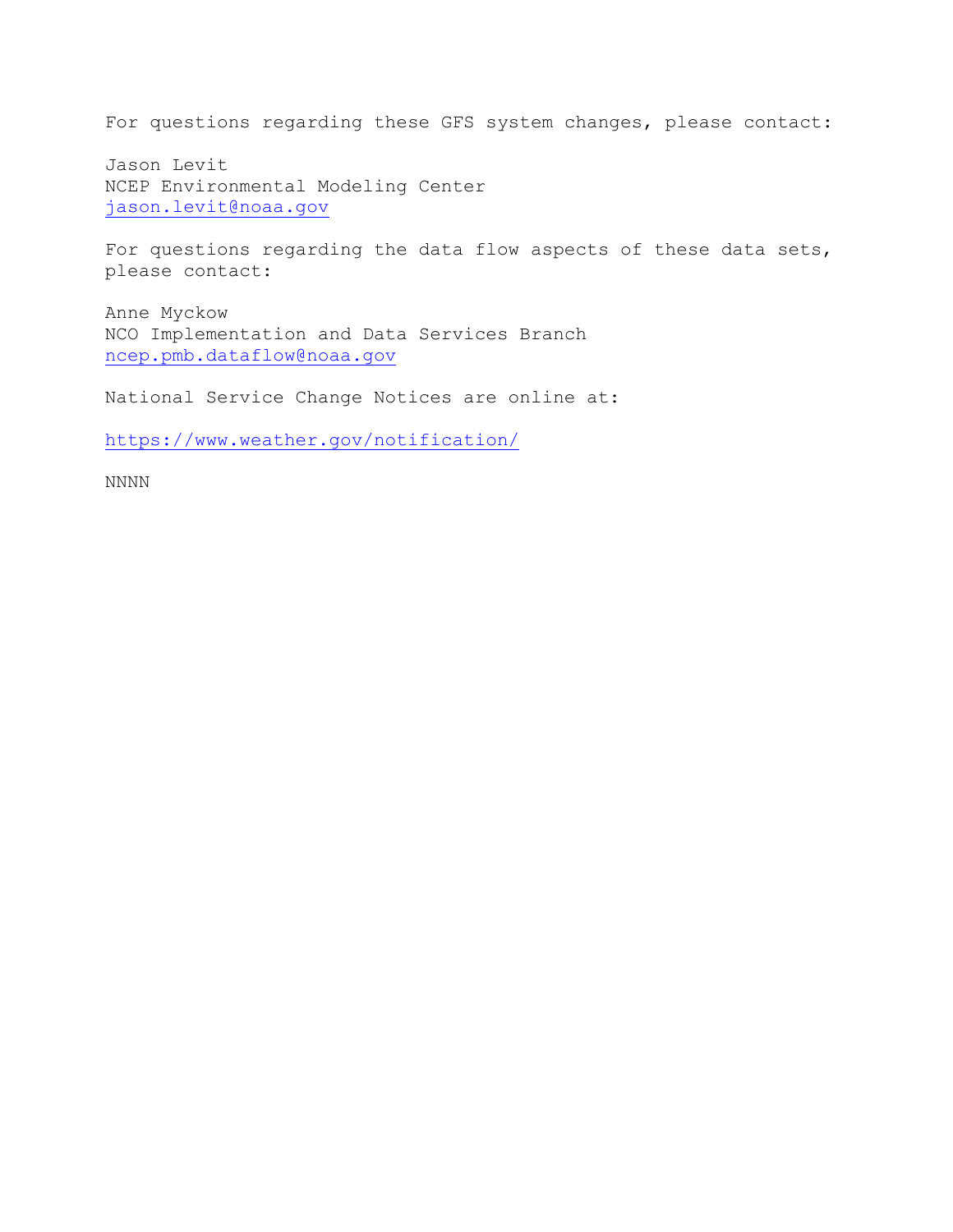For questions regarding these GFS system changes, please contact:

Jason Levit
NCEP Environmental Modeling Center
jason.levit@noaa.gov

For questions regarding the data flow aspects of these data sets, please contact:

Anne Myckow
NCO Implementation and Data Services Branch
ncep.pmb.dataflow@noaa.gov

National Service Change Notices are online at:

https://www.weather.gov/notification/

NNNN